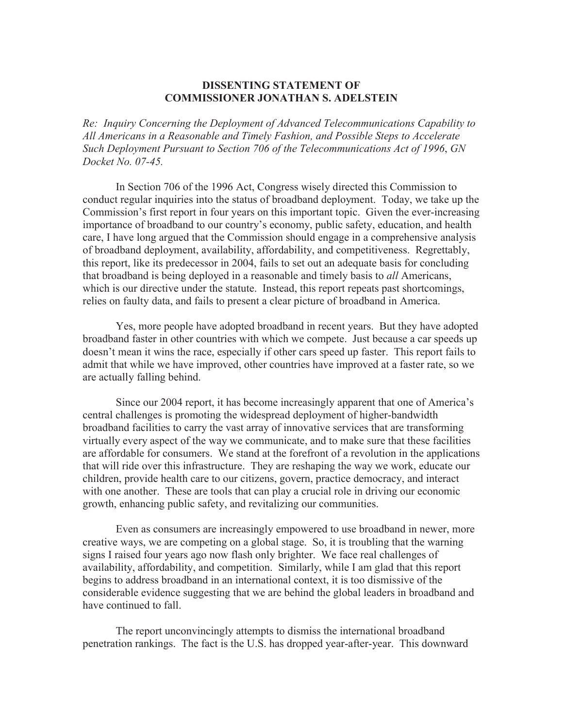**DISSENTING STATEMENT OF COMMISSIONER JONATHAN S. ADELSTEIN**

*Re: Inquiry Concerning the Deployment of Advanced Telecommunications Capability to All Americans in a Reasonable and Timely Fashion, and Possible Steps to Accelerate Such Deployment Pursuant to Section 706 of the Telecommunications Act of 1996, GN Docket No. 07-45.*

In Section 706 of the 1996 Act, Congress wisely directed this Commission to conduct regular inquiries into the status of broadband deployment. Today, we take up the Commission's first report in four years on this important topic. Given the ever-increasing importance of broadband to our country's economy, public safety, education, and health care, I have long argued that the Commission should engage in a comprehensive analysis of broadband deployment, availability, affordability, and competitiveness. Regrettably, this report, like its predecessor in 2004, fails to set out an adequate basis for concluding that broadband is being deployed in a reasonable and timely basis to *all* Americans, which is our directive under the statute. Instead, this report repeats past shortcomings, relies on faulty data, and fails to present a clear picture of broadband in America.

Yes, more people have adopted broadband in recent years. But they have adopted broadband faster in other countries with which we compete. Just because a car speeds up doesn't mean it wins the race, especially if other cars speed up faster. This report fails to admit that while we have improved, other countries have improved at a faster rate, so we are actually falling behind.

Since our 2004 report, it has become increasingly apparent that one of America's central challenges is promoting the widespread deployment of higher-bandwidth broadband facilities to carry the vast array of innovative services that are transforming virtually every aspect of the way we communicate, and to make sure that these facilities are affordable for consumers. We stand at the forefront of a revolution in the applications that will ride over this infrastructure. They are reshaping the way we work, educate our children, provide health care to our citizens, govern, practice democracy, and interact with one another. These are tools that can play a crucial role in driving our economic growth, enhancing public safety, and revitalizing our communities.

Even as consumers are increasingly empowered to use broadband in newer, more creative ways, we are competing on a global stage. So, it is troubling that the warning signs I raised four years ago now flash only brighter. We face real challenges of availability, affordability, and competition. Similarly, while I am glad that this report begins to address broadband in an international context, it is too dismissive of the considerable evidence suggesting that we are behind the global leaders in broadband and have continued to fall.

The report unconvincingly attempts to dismiss the international broadband penetration rankings. The fact is the U.S. has dropped year-after-year. This downward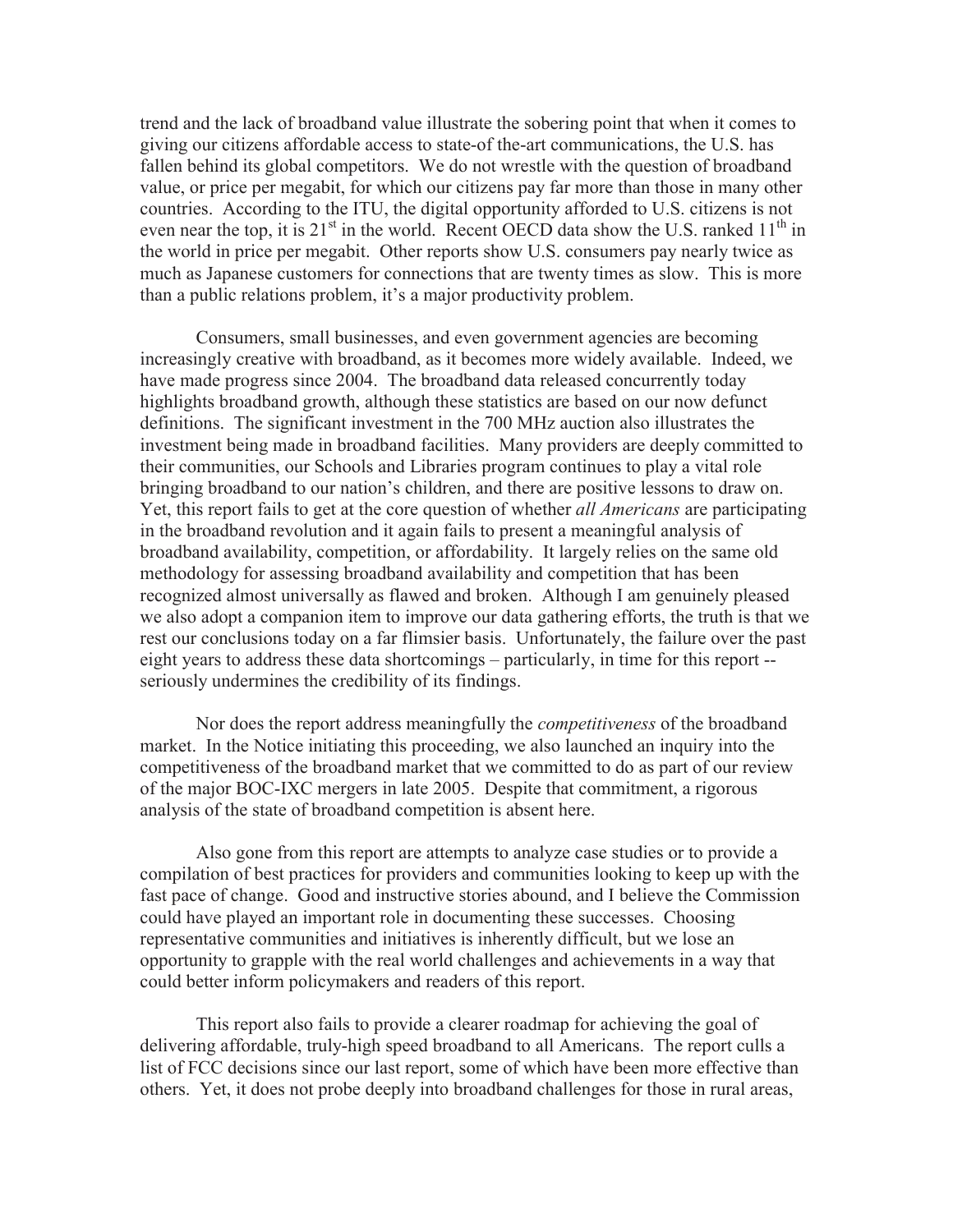trend and the lack of broadband value illustrate the sobering point that when it comes to giving our citizens affordable access to state-of the-art communications, the U.S. has fallen behind its global competitors. We do not wrestle with the question of broadband value, or price per megabit, for which our citizens pay far more than those in many other countries. According to the ITU, the digital opportunity afforded to U.S. citizens is not even near the top, it is 21st in the world. Recent OECD data show the U.S. ranked 11th in the world in price per megabit. Other reports show U.S. consumers pay nearly twice as much as Japanese customers for connections that are twenty times as slow. This is more than a public relations problem, it's a major productivity problem.

Consumers, small businesses, and even government agencies are becoming increasingly creative with broadband, as it becomes more widely available. Indeed, we have made progress since 2004. The broadband data released concurrently today highlights broadband growth, although these statistics are based on our now defunct definitions. The significant investment in the 700 MHz auction also illustrates the investment being made in broadband facilities. Many providers are deeply committed to their communities, our Schools and Libraries program continues to play a vital role bringing broadband to our nation's children, and there are positive lessons to draw on. Yet, this report fails to get at the core question of whether *all Americans* are participating in the broadband revolution and it again fails to present a meaningful analysis of broadband availability, competition, or affordability. It largely relies on the same old methodology for assessing broadband availability and competition that has been recognized almost universally as flawed and broken. Although I am genuinely pleased we also adopt a companion item to improve our data gathering efforts, the truth is that we rest our conclusions today on a far flimsier basis. Unfortunately, the failure over the past eight years to address these data shortcomings – particularly, in time for this report -- seriously undermines the credibility of its findings.

Nor does the report address meaningfully the *competitiveness* of the broadband market. In the Notice initiating this proceeding, we also launched an inquiry into the competitiveness of the broadband market that we committed to do as part of our review of the major BOC-IXC mergers in late 2005. Despite that commitment, a rigorous analysis of the state of broadband competition is absent here.

Also gone from this report are attempts to analyze case studies or to provide a compilation of best practices for providers and communities looking to keep up with the fast pace of change. Good and instructive stories abound, and I believe the Commission could have played an important role in documenting these successes. Choosing representative communities and initiatives is inherently difficult, but we lose an opportunity to grapple with the real world challenges and achievements in a way that could better inform policymakers and readers of this report.

This report also fails to provide a clearer roadmap for achieving the goal of delivering affordable, truly-high speed broadband to all Americans. The report culls a list of FCC decisions since our last report, some of which have been more effective than others. Yet, it does not probe deeply into broadband challenges for those in rural areas,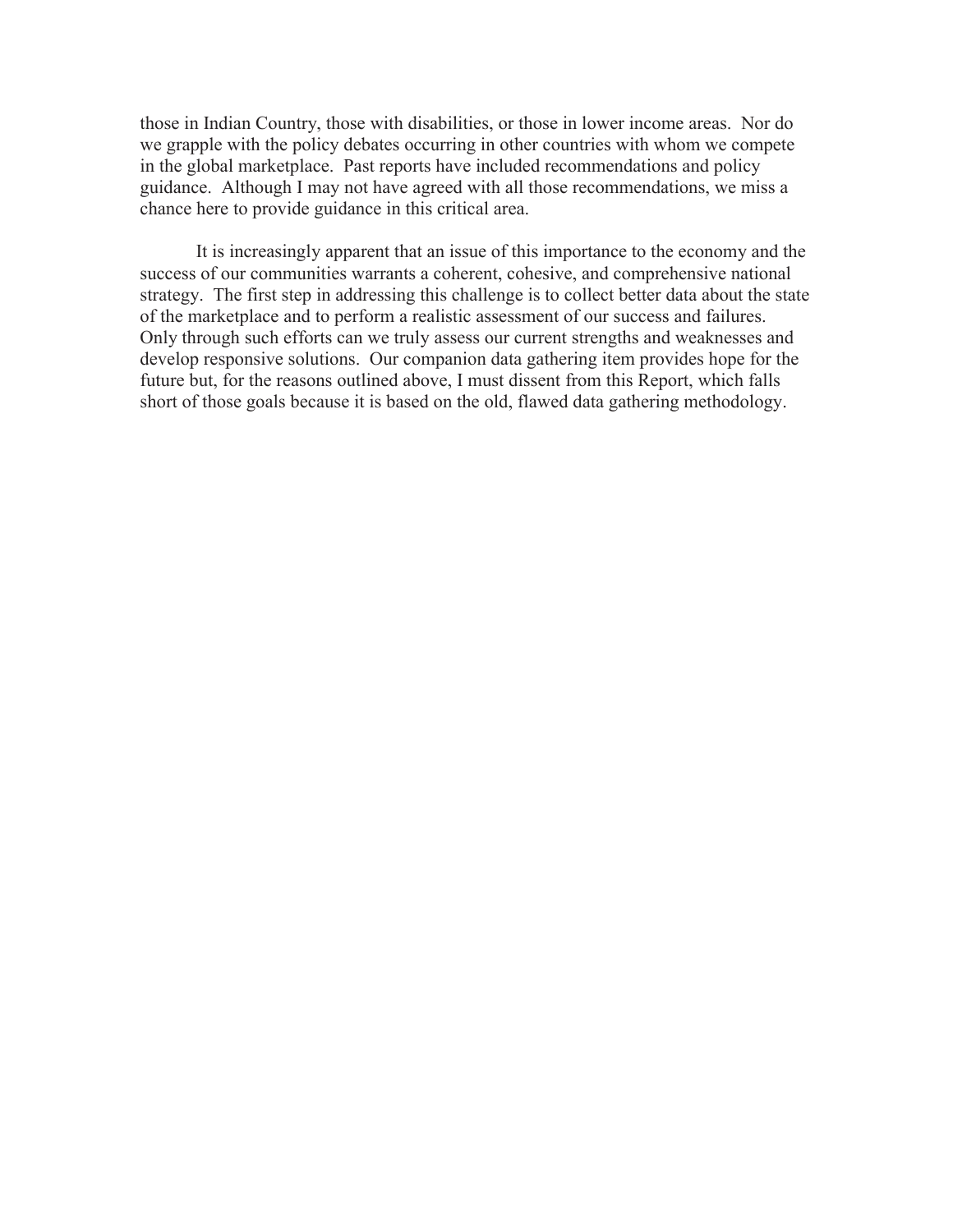those in Indian Country, those with disabilities, or those in lower income areas. Nor do we grapple with the policy debates occurring in other countries with whom we compete in the global marketplace. Past reports have included recommendations and policy guidance. Although I may not have agreed with all those recommendations, we miss a chance here to provide guidance in this critical area.

It is increasingly apparent that an issue of this importance to the economy and the success of our communities warrants a coherent, cohesive, and comprehensive national strategy. The first step in addressing this challenge is to collect better data about the state of the marketplace and to perform a realistic assessment of our success and failures. Only through such efforts can we truly assess our current strengths and weaknesses and develop responsive solutions. Our companion data gathering item provides hope for the future but, for the reasons outlined above, I must dissent from this Report, which falls short of those goals because it is based on the old, flawed data gathering methodology.